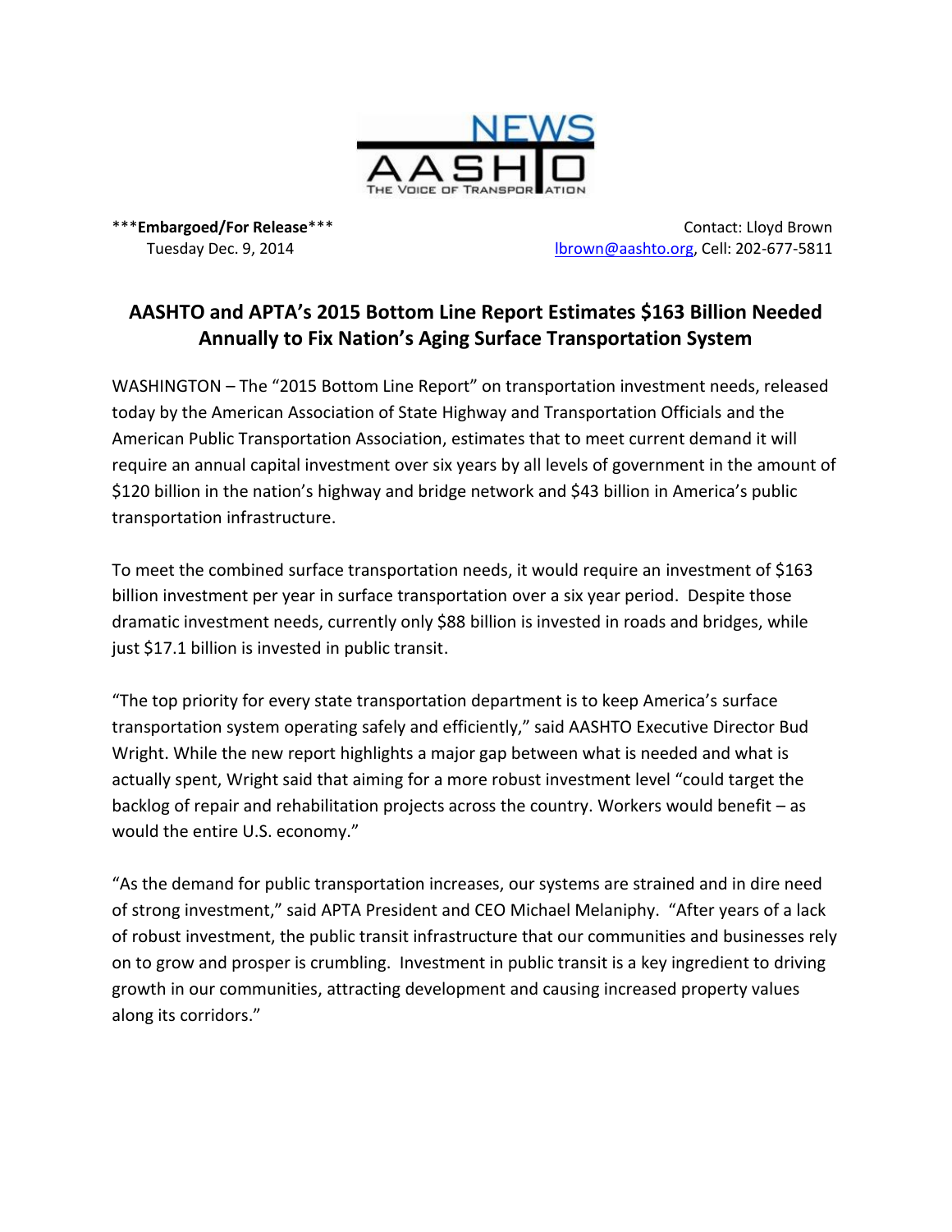***Embargoed/For Release***
Tuesday Dec. 9, 2014

Contact: Lloyd Brown
lbrown@aashto.org, Cell: 202-677-5811

# AASHTO and APTA's 2015 Bottom Line Report Estimates $163 Billion Needed Annually to Fix Nation's Aging Surface Transportation System

WASHINGTON – The "2015 Bottom Line Report" on transportation investment needs, released today by the American Association of State Highway and Transportation Officials and the American Public Transportation Association, estimates that to meet current demand it will require an annual capital investment over six years by all levels of government in the amount of $120 billion in the nation's highway and bridge network and $43 billion in America's public transportation infrastructure.

To meet the combined surface transportation needs, it would require an investment of $163 billion investment per year in surface transportation over a six year period. Despite those dramatic investment needs, currently only $88 billion is invested in roads and bridges, while just $17.1 billion is invested in public transit.

"The top priority for every state transportation department is to keep America's surface transportation system operating safely and efficiently," said AASHTO Executive Director Bud Wright. While the new report highlights a major gap between what is needed and what is actually spent, Wright said that aiming for a more robust investment level "could target the backlog of repair and rehabilitation projects across the country. Workers would benefit – as would the entire U.S. economy."

"As the demand for public transportation increases, our systems are strained and in dire need of strong investment," said APTA President and CEO Michael Melaniphy. "After years of a lack of robust investment, the public transit infrastructure that our communities and businesses rely on to grow and prosper is crumbling. Investment in public transit is a key ingredient to driving growth in our communities, attracting development and causing increased property values along its corridors."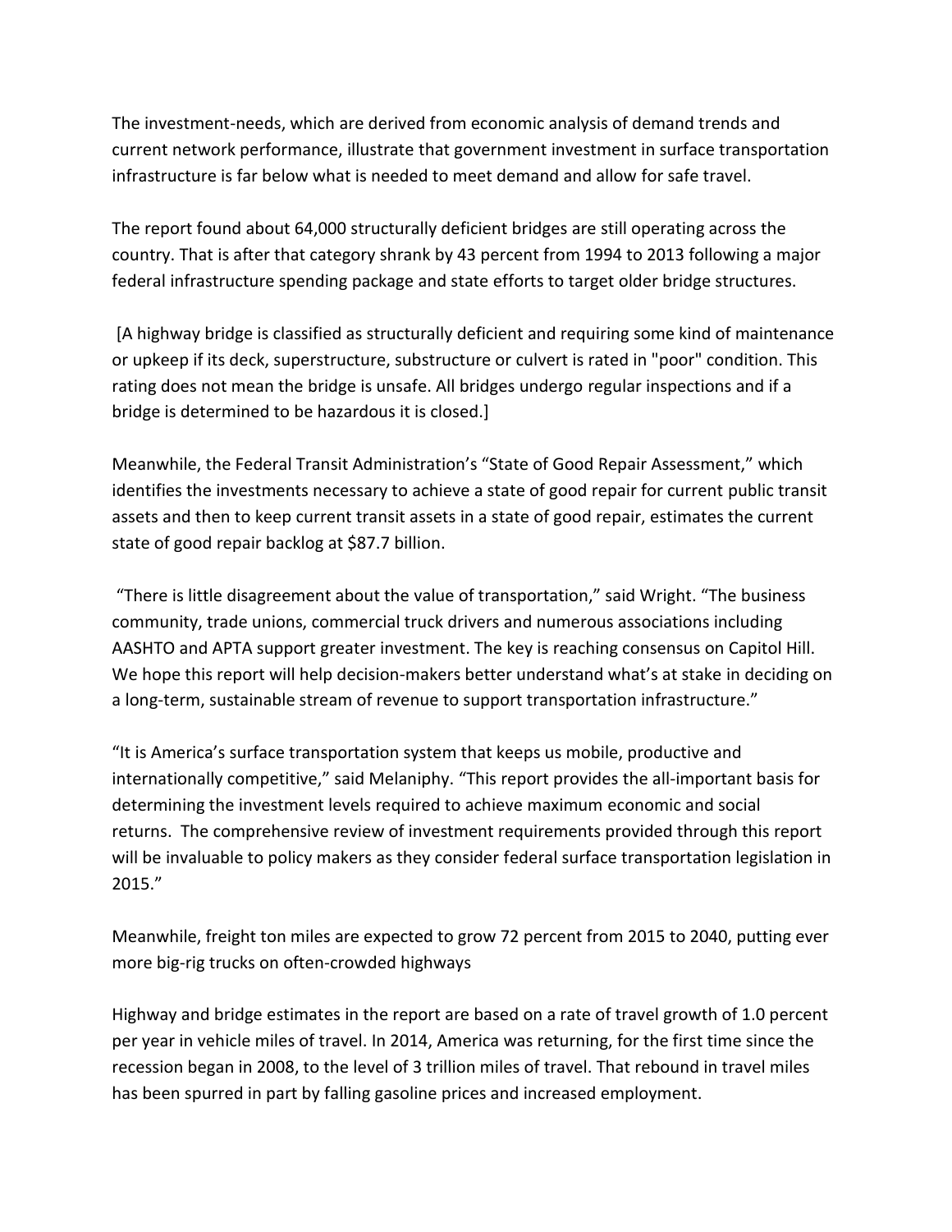The investment-needs, which are derived from economic analysis of demand trends and current network performance, illustrate that government investment in surface transportation infrastructure is far below what is needed to meet demand and allow for safe travel.

The report found about 64,000 structurally deficient bridges are still operating across the country. That is after that category shrank by 43 percent from 1994 to 2013 following a major federal infrastructure spending package and state efforts to target older bridge structures.

[A highway bridge is classified as structurally deficient and requiring some kind of maintenance or upkeep if its deck, superstructure, substructure or culvert is rated in "poor" condition. This rating does not mean the bridge is unsafe. All bridges undergo regular inspections and if a bridge is determined to be hazardous it is closed.]

Meanwhile, the Federal Transit Administration's "State of Good Repair Assessment," which identifies the investments necessary to achieve a state of good repair for current public transit assets and then to keep current transit assets in a state of good repair, estimates the current state of good repair backlog at $87.7 billion.

"There is little disagreement about the value of transportation," said Wright. "The business community, trade unions, commercial truck drivers and numerous associations including AASHTO and APTA support greater investment. The key is reaching consensus on Capitol Hill. We hope this report will help decision-makers better understand what's at stake in deciding on a long-term, sustainable stream of revenue to support transportation infrastructure."

"It is America's surface transportation system that keeps us mobile, productive and internationally competitive," said Melaniphy. "This report provides the all-important basis for determining the investment levels required to achieve maximum economic and social returns. The comprehensive review of investment requirements provided through this report will be invaluable to policy makers as they consider federal surface transportation legislation in 2015."

Meanwhile, freight ton miles are expected to grow 72 percent from 2015 to 2040, putting ever more big-rig trucks on often-crowded highways

Highway and bridge estimates in the report are based on a rate of travel growth of 1.0 percent per year in vehicle miles of travel. In 2014, America was returning, for the first time since the recession began in 2008, to the level of 3 trillion miles of travel. That rebound in travel miles has been spurred in part by falling gasoline prices and increased employment.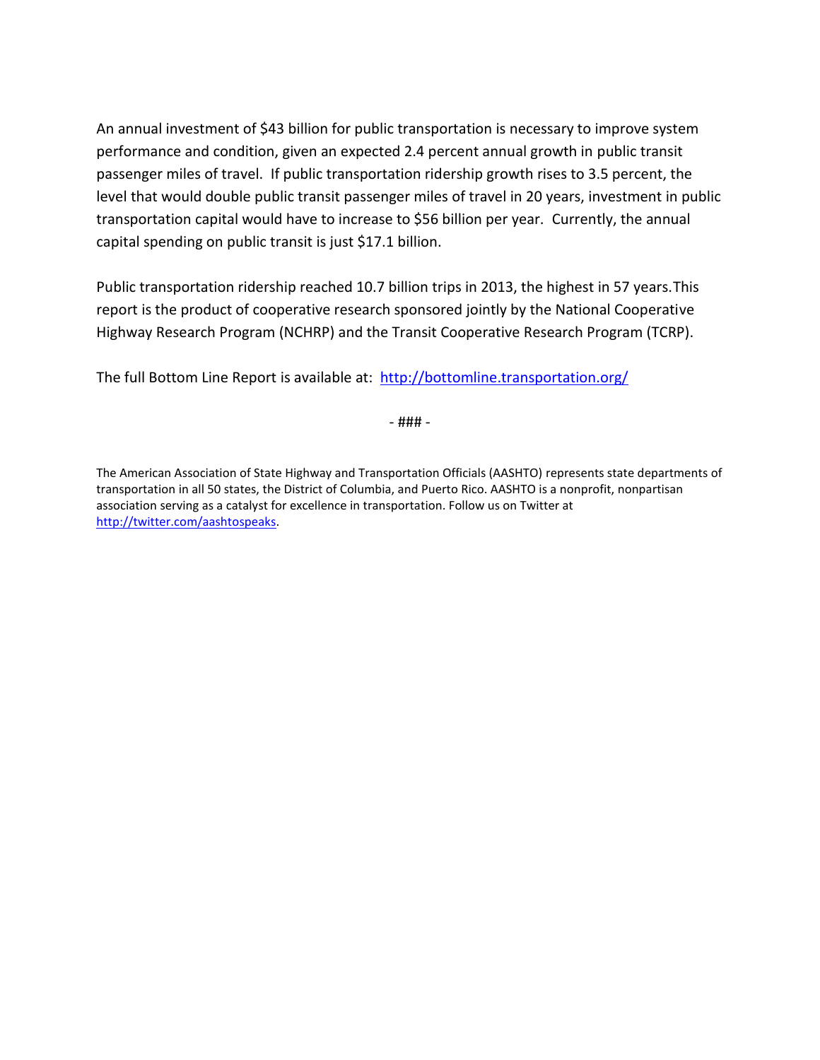An annual investment of $43 billion for public transportation is necessary to improve system performance and condition, given an expected 2.4 percent annual growth in public transit passenger miles of travel. If public transportation ridership growth rises to 3.5 percent, the level that would double public transit passenger miles of travel in 20 years, investment in public transportation capital would have to increase to $56 billion per year. Currently, the annual capital spending on public transit is just $17.1 billion.

Public transportation ridership reached 10.7 billion trips in 2013, the highest in 57 years.This report is the product of cooperative research sponsored jointly by the National Cooperative Highway Research Program (NCHRP) and the Transit Cooperative Research Program (TCRP).

The full Bottom Line Report is available at: [http://bottomline.transportation.org/](http://bottomline.transportation.org/)

- ### -

The American Association of State Highway and Transportation Officials (AASHTO) represents state departments of transportation in all 50 states, the District of Columbia, and Puerto Rico. AASHTO is a nonprofit, nonpartisan association serving as a catalyst for excellence in transportation. Follow us on Twitter at [http://twitter.com/aashtospeaks](http://twitter.com/aashtospeaks).